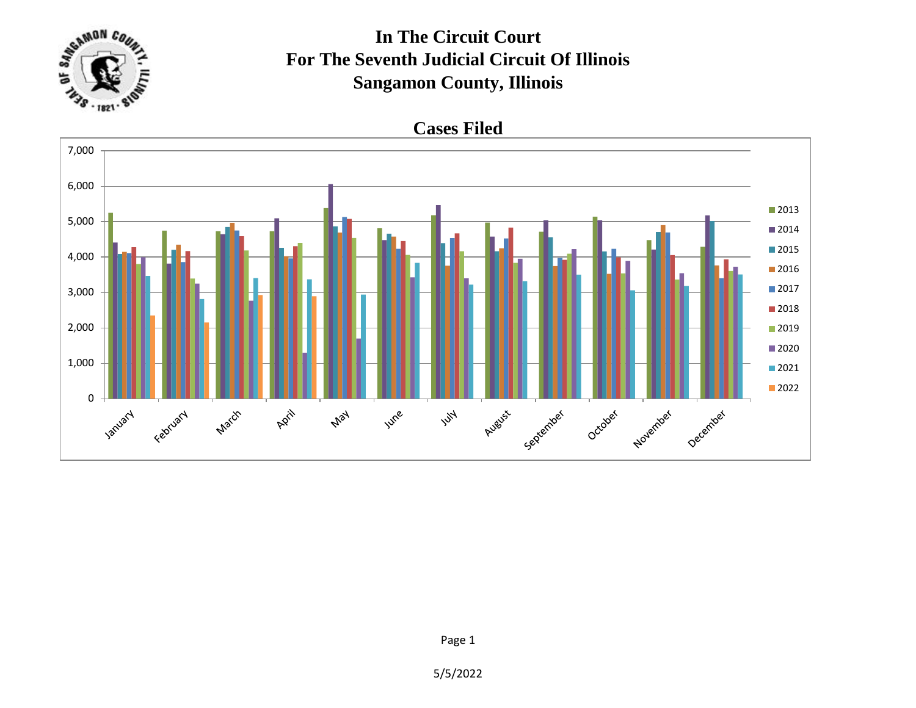# In The Circuit Court
# For The Seventh Judicial Circuit Of Illinois
# Sangamon County, Illinois

## Cases Filed

5/5/2022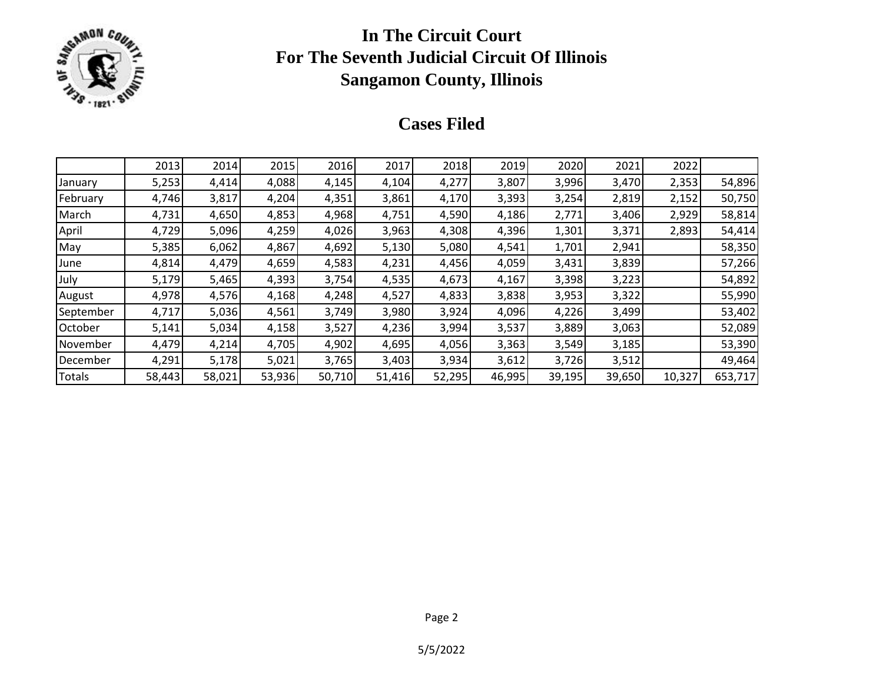# In The Circuit Court
# For The Seventh Judicial Circuit Of Illinois
# Sangamon County, Illinois

## Cases Filed

| | 2013 | 2014 | 2015 | 2016 | 2017 | 2018 | 2019 | 2020 | 2021 | 2022 | |
|---|---|---|---|---|---|---|---|---|---|---|---|
| January | 5,253 | 4,414 | 4,088 | 4,145 | 4,104 | 4,277 | 3,807 | 3,996 | 3,470 | 2,353 | 54,896 |
| February | 4,746 | 3,817 | 4,204 | 4,351 | 3,861 | 4,170 | 3,393 | 3,254 | 2,819 | 2,152 | 50,750 |
| March | 4,731 | 4,650 | 4,853 | 4,968 | 4,751 | 4,590 | 4,186 | 2,771 | 3,406 | 2,929 | 58,814 |
| April | 4,729 | 5,096 | 4,259 | 4,026 | 3,963 | 4,308 | 4,396 | 1,301 | 3,371 | 2,893 | 54,414 |
| May | 5,385 | 6,062 | 4,867 | 4,692 | 5,130 | 5,080 | 4,541 | 1,701 | 2,941 | | 58,350 |
| June | 4,814 | 4,479 | 4,659 | 4,583 | 4,231 | 4,456 | 4,059 | 3,431 | 3,839 | | 57,266 |
| July | 5,179 | 5,465 | 4,393 | 3,754 | 4,535 | 4,673 | 4,167 | 3,398 | 3,223 | | 54,892 |
| August | 4,978 | 4,576 | 4,168 | 4,248 | 4,527 | 4,833 | 3,838 | 3,953 | 3,322 | | 55,990 |
| September | 4,717 | 5,036 | 4,561 | 3,749 | 3,980 | 3,924 | 4,096 | 4,226 | 3,499 | | 53,402 |
| October | 5,141 | 5,034 | 4,158 | 3,527 | 4,236 | 3,994 | 3,537 | 3,889 | 3,063 | | 52,089 |
| November | 4,479 | 4,214 | 4,705 | 4,902 | 4,695 | 4,056 | 3,363 | 3,549 | 3,185 | | 53,390 |
| December | 4,291 | 5,178 | 5,021 | 3,765 | 3,403 | 3,934 | 3,612 | 3,726 | 3,512 | | 49,464 |
| Totals | 58,443 | 58,021 | 53,936 | 50,710 | 51,416 | 52,295 | 46,995 | 39,195 | 39,650 | 10,327 | 653,717 |

5/5/2022